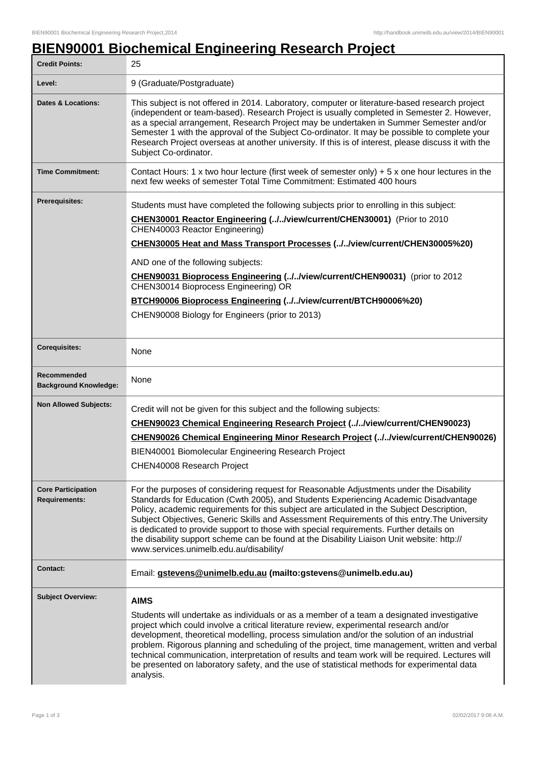# BIEN90001 Biochemical Engineering Research Project

| | |
|---|---|
| **Credit Points:** | 25 |
| **Level:** | 9 (Graduate/Postgraduate) |
| **Dates & Locations:** | This subject is not offered in 2014. Laboratory, computer or literature-based research project (independent or team-based). Research Project is usually completed in Semester 2. However, as a special arrangement, Research Project may be undertaken in Summer Semester and/or Semester 1 with the approval of the Subject Co-ordinator. It may be possible to complete your Research Project overseas at another university. If this is of interest, please discuss it with the Subject Co-ordinator. |
| **Time Commitment:** | Contact Hours: 1 x two hour lecture (first week of semester only) + 5 x one hour lectures in the next few weeks of semester Total Time Commitment: Estimated 400 hours |
| **Prerequisites:** | Students must have completed the following subjects prior to enrolling in this subject:<br>**CHEN30001 Reactor Engineering (../../view/current/CHEN30001)** (Prior to 2010 CHEN40003 Reactor Engineering)<br>**CHEN30005 Heat and Mass Transport Processes (../../view/current/CHEN30005%20)**<br>AND one of the following subjects:<br>**CHEN90031 Bioprocess Engineering (../../view/current/CHEN90031)** (prior to 2012 CHEN30014 Bioprocess Engineering) OR<br>**BTCH90006 Bioprocess Engineering (../../view/current/BTCH90006%20)**<br>CHEN90008 Biology for Engineers (prior to 2013) |
| **Corequisites:** | None |
| **Recommended Background Knowledge:** | None |
| **Non Allowed Subjects:** | Credit will not be given for this subject and the following subjects:<br>**CHEN90023 Chemical Engineering Research Project (../../view/current/CHEN90023)**<br>**CHEN90026 Chemical Engineering Minor Research Project (../../view/current/CHEN90026)**<br>BIEN40001 Biomolecular Engineering Research Project<br>CHEN40008 Research Project |
| **Core Participation Requirements:** | For the purposes of considering request for Reasonable Adjustments under the Disability Standards for Education (Cwth 2005), and Students Experiencing Academic Disadvantage Policy, academic requirements for this subject are articulated in the Subject Description, Subject Objectives, Generic Skills and Assessment Requirements of this entry.The University is dedicated to provide support to those with special requirements. Further details on the disability support scheme can be found at the Disability Liaison Unit website: http://www.services.unimelb.edu.au/disability/ |
| **Contact:** | Email: **gstevens@unimelb.edu.au (mailto:gstevens@unimelb.edu.au)** |
| **Subject Overview:** | **AIMS**<br>Students will undertake as individuals or as a member of a team a designated investigative project which could involve a critical literature review, experimental research and/or development, theoretical modelling, process simulation and/or the solution of an industrial problem. Rigorous planning and scheduling of the project, time management, written and verbal technical communication, interpretation of results and team work will be required. Lectures will be presented on laboratory safety, and the use of statistical methods for experimental data analysis. |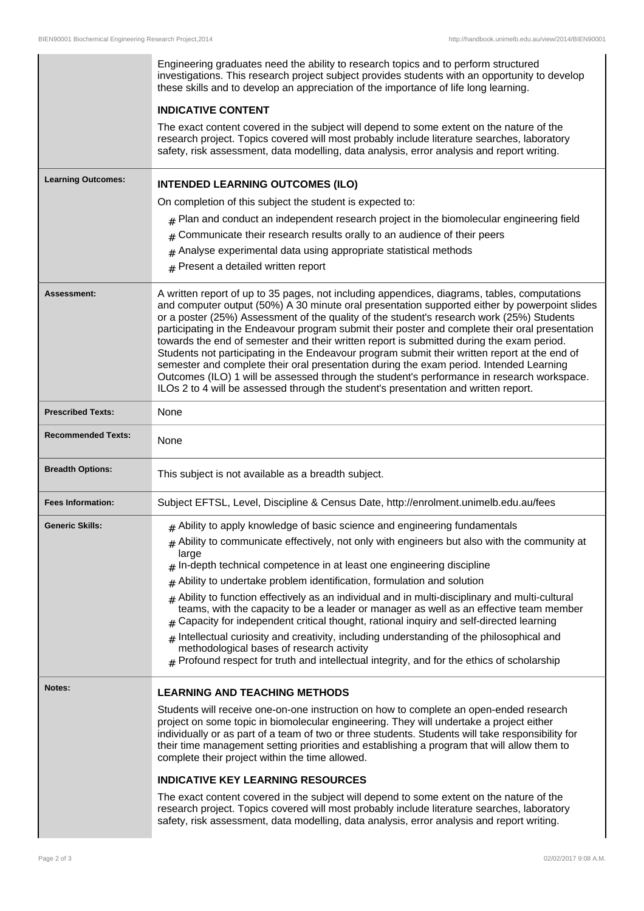| | |
|---|---|
| | Engineering graduates need the ability to research topics and to perform structured investigations. This research project subject provides students with an opportunity to develop these skills and to develop an appreciation of the importance of life long learning.<br><br>**INDICATIVE CONTENT**<br><br>The exact content covered in the subject will depend to some extent on the nature of the research project. Topics covered will most probably include literature searches, laboratory safety, risk assessment, data modelling, data analysis, error analysis and report writing. |
| **Learning Outcomes:** | **INTENDED LEARNING OUTCOMES (ILO)**<br><br>On completion of this subject the student is expected to:<br><br># Plan and conduct an independent research project in the biomolecular engineering field<br># Communicate their research results orally to an audience of their peers<br># Analyse experimental data using appropriate statistical methods<br># Present a detailed written report |
| **Assessment:** | A written report of up to 35 pages, not including appendices, diagrams, tables, computations and computer output (50%) A 30 minute oral presentation supported either by powerpoint slides or a poster (25%) Assessment of the quality of the student's research work (25%) Students participating in the Endeavour program submit their poster and complete their oral presentation towards the end of semester and their written report is submitted during the exam period. Students not participating in the Endeavour program submit their written report at the end of semester and complete their oral presentation during the exam period. Intended Learning Outcomes (ILO) 1 will be assessed through the student's performance in research workspace. ILOs 2 to 4 will be assessed through the student's presentation and written report. |
| **Prescribed Texts:** | None |
| **Recommended Texts:** | None |
| **Breadth Options:** | This subject is not available as a breadth subject. |
| **Fees Information:** | Subject EFTSL, Level, Discipline & Census Date, http://enrolment.unimelb.edu.au/fees |
| **Generic Skills:** | # Ability to apply knowledge of basic science and engineering fundamentals<br># Ability to communicate effectively, not only with engineers but also with the community at large<br># In-depth technical competence in at least one engineering discipline<br># Ability to undertake problem identification, formulation and solution<br># Ability to function effectively as an individual and in multi-disciplinary and multi-cultural teams, with the capacity to be a leader or manager as well as an effective team member<br># Capacity for independent critical thought, rational inquiry and self-directed learning<br># Intellectual curiosity and creativity, including understanding of the philosophical and methodological bases of research activity<br># Profound respect for truth and intellectual integrity, and for the ethics of scholarship |
| **Notes:** | **LEARNING AND TEACHING METHODS**<br><br>Students will receive one-on-one instruction on how to complete an open-ended research project on some topic in biomolecular engineering. They will undertake a project either individually or as part of a team of two or three students. Students will take responsibility for their time management setting priorities and establishing a program that will allow them to complete their project within the time allowed.<br><br>**INDICATIVE KEY LEARNING RESOURCES**<br><br>The exact content covered in the subject will depend to some extent on the nature of the research project. Topics covered will most probably include literature searches, laboratory safety, risk assessment, data modelling, data analysis, error analysis and report writing. |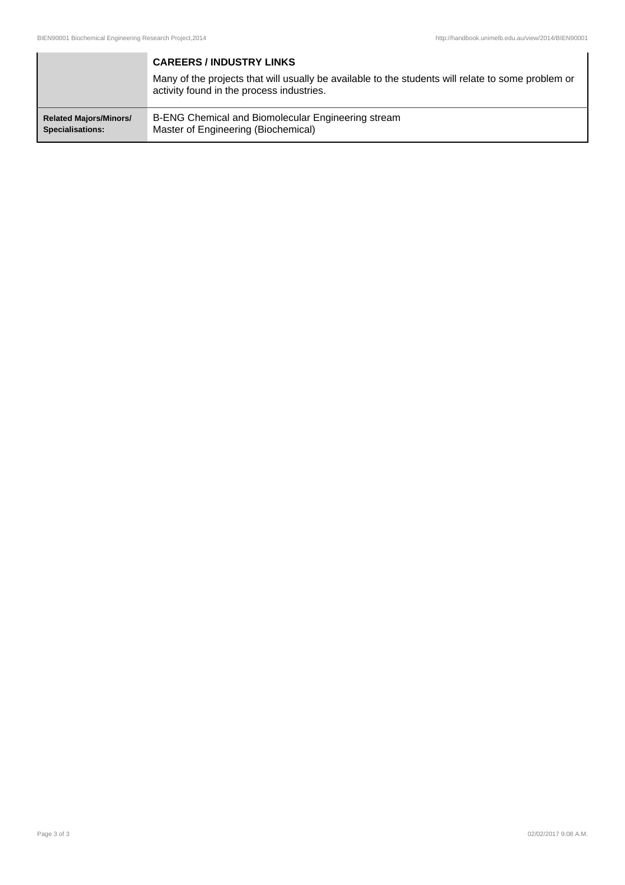| | |
|---|---|
| | **CAREERS / INDUSTRY LINKS**<br><br>Many of the projects that will usually be available to the students will relate to some problem or activity found in the process industries. |
| **Related Majors/Minors/ Specialisations:** | B-ENG Chemical and Biomolecular Engineering stream<br>Master of Engineering (Biochemical) |